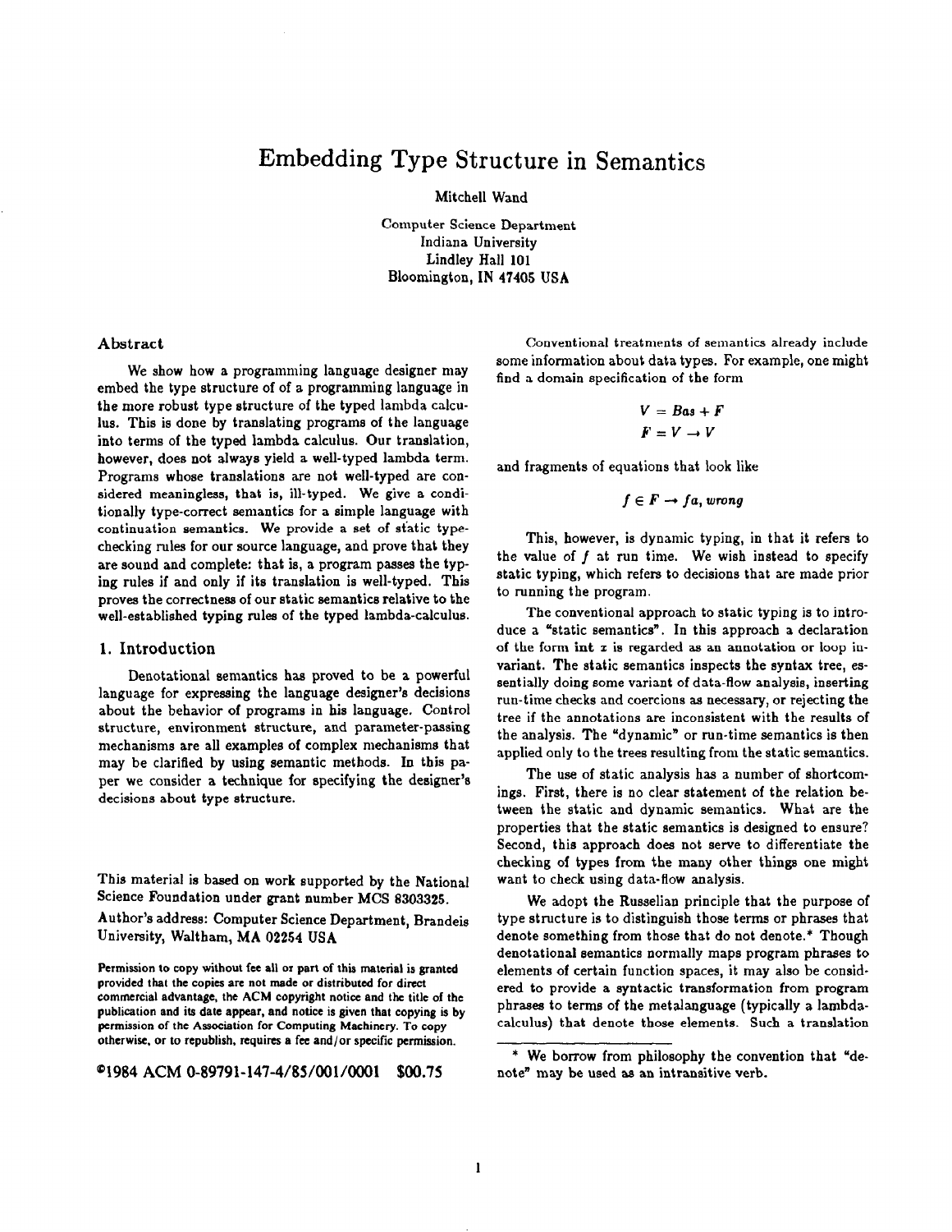# Embedding Type Structure in Semantics

Mitchell Wand

Computer Science Department
Indiana University
Lindley Hall 101
Bloomington, IN 47405 USA

## Abstract

We show how a programming language designer may embed the type structure of of a programming language in the more robust type structure of the typed lambda calculus. This is done by translating programs of the language into terms of the typed lambda calculus. Our translation, however, does not always yield a well-typed lambda term. Programs whose translations are not well-typed are considered meaningless, that is, ill-typed. We give a conditionally type-correct semantics for a simple language with continuation semantics. We provide a set of static type-checking rules for our source language, and prove that they are sound and complete: that is, a program passes the typing rules if and only if its translation is well-typed. This proves the correctness of our static semantics relative to the well-established typing rules of the typed lambda-calculus.

## 1. Introduction

Denotational semantics has proved to be a powerful language for expressing the language designer's decisions about the behavior of programs in his language. Control structure, environment structure, and parameter-passing mechanisms are all examples of complex mechanisms that may be clarified by using semantic methods. In this paper we consider a technique for specifying the designer's decisions about type structure.

This material is based on work supported by the National Science Foundation under grant number MCS 8303325.

Author's address: Computer Science Department, Brandeis University, Waltham, MA 02254 USA

Permission to copy without fee all or part of this material is granted provided that the copies are not made or distributed for direct commercial advantage, the ACM copyright notice and the title of the publication and its date appear, and notice is given that copying is by permission of the Association for Computing Machinery. To copy otherwise, or to republish, requires a fee and/or specific permission.

©1984 ACM 0-89791-147-4/85/001/0001 $00.75

Conventional treatments of semantics already include some information about data types. For example, one might find a domain specification of the form

$$V = Bas + F$$
$$F = V \to V$$

and fragments of equations that look like

$$f \in F \to fa, \mathit{wrong}$$

This, however, is dynamic typing, in that it refers to the value of $f$ at run time. We wish instead to specify static typing, which refers to decisions that are made prior to running the program.

The conventional approach to static typing is to introduce a "static semantics". In this approach a declaration of the form **int** $x$ is regarded as an annotation or loop invariant. The static semantics inspects the syntax tree, essentially doing some variant of data-flow analysis, inserting run-time checks and coercions as necessary, or rejecting the tree if the annotations are inconsistent with the results of the analysis. The "dynamic" or run-time semantics is then applied only to the trees resulting from the static semantics.

The use of static analysis has a number of shortcomings. First, there is no clear statement of the relation between the static and dynamic semantics. What are the properties that the static semantics is designed to ensure? Second, this approach does not serve to differentiate the checking of types from the many other things one might want to check using data-flow analysis.

We adopt the Russelian principle that the purpose of type structure is to distinguish those terms or phrases that denote something from those that do not denote.* Though denotational semantics normally maps program phrases to elements of certain function spaces, it may also be considered to provide a syntactic transformation from program phrases to terms of the metalanguage (typically a lambda-calculus) that denote those elements. Such a translation

\* We borrow from philosophy the convention that "denote" may be used as an intransitive verb.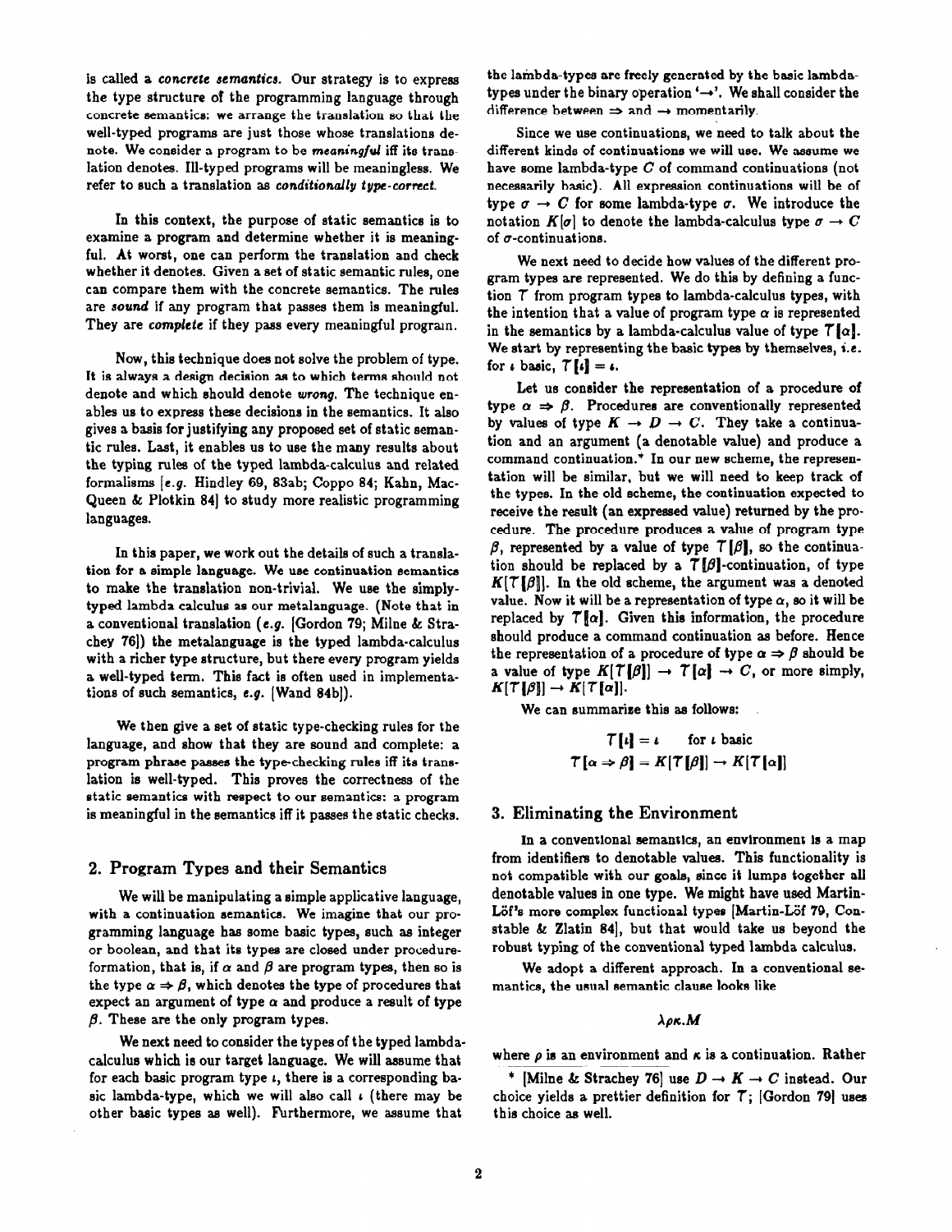is called a *concrete semantics*. Our strategy is to express the type structure of the programming language through concrete semantics: we arrange the translation so that the well-typed programs are just those whose translations denote. We consider a program to be *meaningful* iff its translation denotes. Ill-typed programs will be meaningless. We refer to such a translation as *conditionally type-correct*.

In this context, the purpose of static semantics is to examine a program and determine whether it is meaningful. At worst, one can perform the translation and check whether it denotes. Given a set of static semantic rules, one can compare them with the concrete semantics. The rules are *sound* if any program that passes them is meaningful. They are *complete* if they pass every meaningful program.

Now, this technique does not solve the problem of type. It is always a design decision as to which terms should not denote and which should denote *wrong*. The technique enables us to express these decisions in the semantics. It also gives a basis for justifying any proposed set of static semantic rules. Last, it enables us to use the many results about the typing rules of the typed lambda-calculus and related formalisms [*e.g.* Hindley 69, 83ab; Coppo 84; Kahn, MacQueen & Plotkin 84] to study more realistic programming languages.

In this paper, we work out the details of such a translation for a simple language. We use continuation semantics to make the translation non-trivial. We use the simply-typed lambda calculus as our metalanguage. (Note that in a conventional translation (*e.g.* [Gordon 79; Milne & Strachey 76]) the metalanguage is the typed lambda-calculus with a richer type structure, but there every program yields a well-typed term. This fact is often used in implementations of such semantics, *e.g.* [Wand 84b]).

We then give a set of static type-checking rules for the language, and show that they are sound and complete: a program phrase passes the type-checking rules iff its translation is well-typed. This proves the correctness of the static semantics with respect to our semantics: a program is meaningful in the semantics iff it passes the static checks.

## 2. Program Types and their Semantics

We will be manipulating a simple applicative language, with a continuation semantics. We imagine that our programming language has some basic types, such as integer or boolean, and that its types are closed under procedure-formation, that is, if $\alpha$ and $\beta$ are program types, then so is the type $\alpha \Rightarrow \beta$, which denotes the type of procedures that expect an argument of type $\alpha$ and produce a result of type $\beta$. These are the only program types.

We next need to consider the types of the typed lambda-calculus which is our target language. We will assume that for each basic program type $\iota$, there is a corresponding basic lambda-type, which we will also call $\iota$ (there may be other basic types as well). Furthermore, we assume that the lambda-types are freely generated by the basic lambda-types under the binary operation '$\rightarrow$'. We shall consider the difference between $\Rightarrow$ and $\rightarrow$ momentarily.

Since we use continuations, we need to talk about the different kinds of continuations we will use. We assume we have some lambda-type $C$ of command continuations (not necessarily basic). All expression continuations will be of type $\sigma \rightarrow C$ for some lambda-type $\sigma$. We introduce the notation $K[\sigma]$ to denote the lambda-calculus type $\sigma \rightarrow C$ of $\sigma$-continuations.

We next need to decide how values of the different program types are represented. We do this by defining a function $\mathcal{T}$ from program types to lambda-calculus types, with the intention that a value of program type $\alpha$ is represented in the semantics by a lambda-calculus value of type $\mathcal{T}[\![\alpha]\!]$. We start by representing the basic types by themselves, *i.e.* for $\iota$ basic, $\mathcal{T}[\![\iota]\!] = \iota$.

Let us consider the representation of a procedure of type $\alpha \Rightarrow \beta$. Procedures are conventionally represented by values of type $K \rightarrow D \rightarrow C$. They take a continuation and an argument (a denotable value) and produce a command continuation.* In our new scheme, the representation will be similar, but we will need to keep track of the types. In the old scheme, the continuation expected to receive the result (an expressed value) returned by the procedure. The procedure produces a value of program type $\beta$, represented by a value of type $\mathcal{T}[\![\beta]\!]$, so the continuation should be replaced by a $\mathcal{T}[\![\beta]\!]$-continuation, of type $K[\mathcal{T}[\![\beta]\!]]$. In the old scheme, the argument was a denoted value. Now it will be a representation of type $\alpha$, so it will be replaced by $\mathcal{T}[\![\alpha]\!]$. Given this information, the procedure should produce a command continuation as before. Hence the representation of a procedure of type $\alpha \Rightarrow \beta$ should be a value of type $K[\mathcal{T}[\![\beta]\!]] \rightarrow \mathcal{T}[\![\alpha]\!] \rightarrow C$, or more simply, $K[\mathcal{T}[\![\beta]\!]] \rightarrow K[\mathcal{T}[\![\alpha]\!]]$.

We can summarize this as follows:

$$\mathcal{T}[\![\iota]\!] = \iota \qquad \text{for } \iota \text{ basic}$$
$$\mathcal{T}[\![\alpha \Rightarrow \beta]\!] = K[\mathcal{T}[\![\beta]\!]] \rightarrow K[\mathcal{T}[\![\alpha]\!]]$$

## 3. Eliminating the Environment

In a conventional semantics, an environment is a map from identifiers to denotable values. This functionality is not compatible with our goals, since it lumps together all denotable values in one type. We might have used Martin-Löf's more complex functional types [Martin-Löf 79, Constable & Zlatin 84], but that would take us beyond the robust typing of the conventional typed lambda calculus.

We adopt a different approach. In a conventional semantics, the usual semantic clause looks like

$$\lambda \rho \kappa . M$$

where $\rho$ is an environment and $\kappa$ is a continuation. Rather

\* [Milne & Strachey 76] use $D \rightarrow K \rightarrow C$ instead. Our choice yields a prettier definition for $\mathcal{T}$; [Gordon 79] uses this choice as well.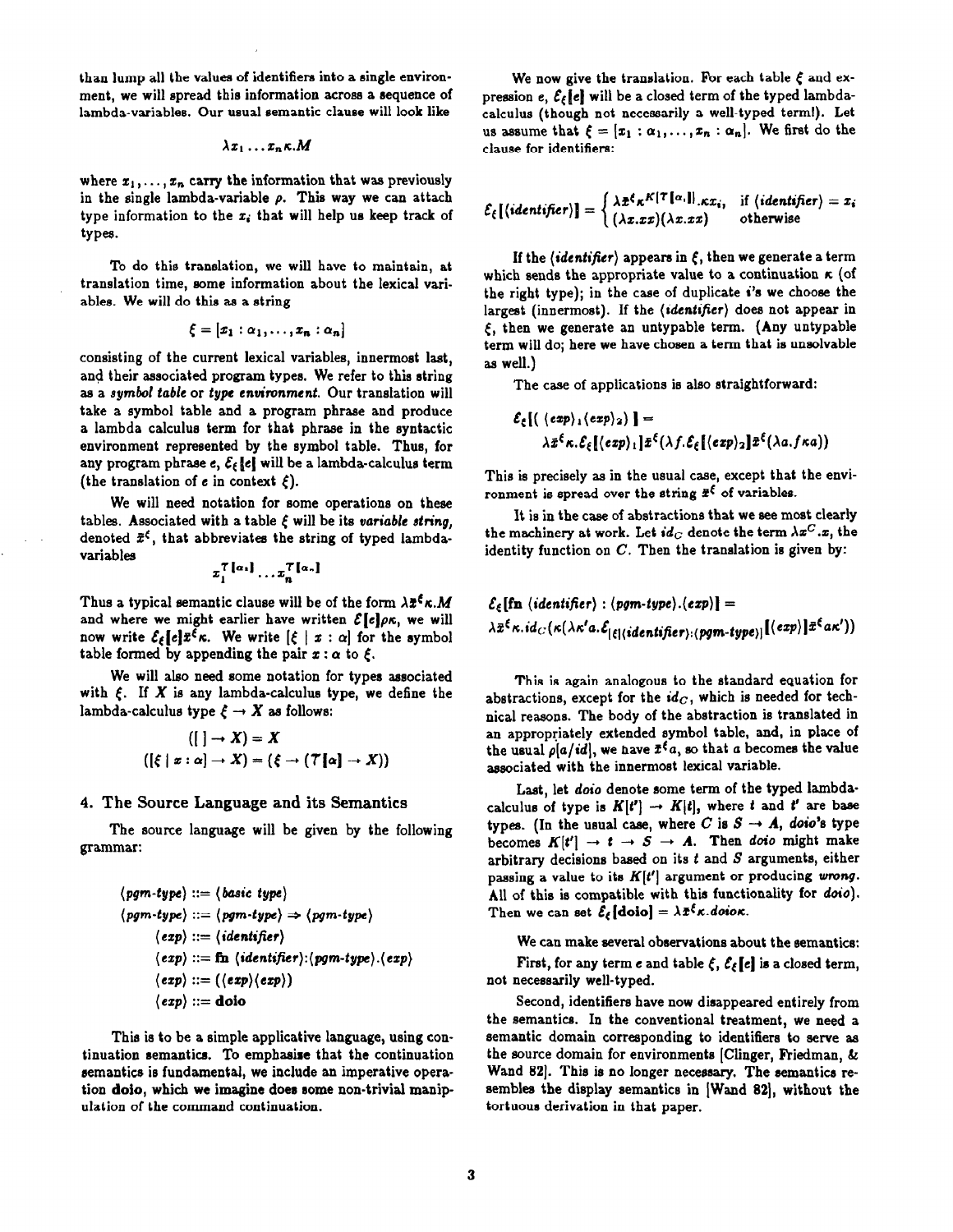than lump all the values of identifiers into a single environment, we will spread this information across a sequence of lambda-variables. Our usual semantic clause will look like

$$\lambda x_1 \ldots x_n \kappa . M$$

where $x_1, \ldots, x_n$ carry the information that was previously in the single lambda-variable $\rho$. This way we can attach type information to the $x_i$ that will help us keep track of types.

To do this translation, we will have to maintain, at translation time, some information about the lexical variables. We will do this as a string

$$\xi = [x_1 : \alpha_1, \ldots, x_n : \alpha_n]$$

consisting of the current lexical variables, innermost last, and their associated program types. We refer to this string as a *symbol table* or *type environment.* Our translation will take a symbol table and a program phrase and produce a lambda calculus term for that phrase in the syntactic environment represented by the symbol table. Thus, for any program phrase $e$, $\mathcal{E}_\xi[\![e]\!]$ will be a lambda-calculus term (the translation of $e$ in context $\xi$).

We will need notation for some operations on these tables. Associated with a table $\xi$ will be its *variable string,* denoted $\bar{x}^\xi$, that abbreviates the string of typed lambda-variables

$$x_1^{\mathcal{T}[\![\alpha_1]\!]} \ldots x_n^{\mathcal{T}[\![\alpha_n]\!]}$$

Thus a typical semantic clause will be of the form $\lambda \bar{x}^\xi \kappa . M$ and where we might earlier have written $\mathcal{E}[\![e]\!]\rho\kappa$, we will now write $\mathcal{E}_\xi[\![e]\!]\bar{x}^\xi\kappa$. We write $[\xi \mid x : \alpha]$ for the symbol table formed by appending the pair $x : \alpha$ to $\xi$.

We will also need some notation for types associated with $\xi$. If $X$ is any lambda-calculus type, we define the lambda-calculus type $\xi \rightarrow X$ as follows:

$$([\,] \rightarrow X) = X$$
$$([\xi \mid x : \alpha] \rightarrow X) = (\xi \rightarrow (\mathcal{T}[\![\alpha]\!] \rightarrow X))$$

## 4. The Source Language and its Semantics

The source language will be given by the following grammar:

$$
\begin{aligned}
\langle pgm\text{-}type \rangle &::= \langle basic\ type \rangle \\
\langle pgm\text{-}type \rangle &::= \langle pgm\text{-}type \rangle \Rightarrow \langle pgm\text{-}type \rangle \\
\langle exp \rangle &::= \langle identifier \rangle \\
\langle exp \rangle &::= \textbf{fn}\ \langle identifier \rangle : \langle pgm\text{-}type \rangle . \langle exp \rangle \\
\langle exp \rangle &::= (\langle exp \rangle \langle exp \rangle) \\
\langle exp \rangle &::= \textbf{doio}
\end{aligned}
$$

This is to be a simple applicative language, using continuation semantics. To emphasise that the continuation semantics is fundamental, we include an imperative operation **doio**, which we imagine does some non-trivial manipulation of the command continuation.

We now give the translation. For each table $\xi$ and expression $e$, $\mathcal{E}_\xi[\![e]\!]$ will be a closed term of the typed lambda-calculus (though not necessarily a well-typed term!). Let us assume that $\xi = [x_1 : \alpha_1, \ldots, x_n : \alpha_n]$. We first do the clause for identifiers:

$$\mathcal{E}_\xi[\![\langle identifier \rangle]\!] = \begin{cases} \lambda \bar{x}^\xi \kappa^{K[\mathcal{T}[\![\alpha_i]\!]]} . \kappa x_i, & \text{if } \langle identifier \rangle = x_i \\ (\lambda x . xx)(\lambda x . xx) & \text{otherwise} \end{cases}$$

If the $\langle identifier \rangle$ appears in $\xi$, then we generate a term which sends the appropriate value to a continuation $\kappa$ (of the right type); in the case of duplicate $i$'s we choose the largest (innermost). If the $\langle identifier \rangle$ does not appear in $\xi$, then we generate an untypable term. (Any untypable term will do; here we have chosen a term that is unsolvable as well.)

The case of applications is also straightforward:

$$\mathcal{E}_\xi[\![(\langle exp \rangle_1 \langle exp \rangle_2)]\!] = \lambda \bar{x}^\xi \kappa . \mathcal{E}_\xi[\![\langle exp \rangle_1]\!]\bar{x}^\xi(\lambda f . \mathcal{E}_\xi[\![\langle exp \rangle_2]\!]\bar{x}^\xi(\lambda a . f \kappa a))$$

This is precisely as in the usual case, except that the environment is spread over the string $\bar{x}^\xi$ of variables.

It is in the case of abstractions that we see most clearly the machinery at work. Let $id_C$ denote the term $\lambda x^C . x$, the identity function on $C$. Then the translation is given by:

$$\mathcal{E}_\xi[\![\textbf{fn}\ \langle identifier \rangle : \langle pgm\text{-}type \rangle . \langle exp \rangle]\!] = \lambda \bar{x}^\xi \kappa . id_C(\kappa(\lambda \kappa' a . \mathcal{E}_{[\xi \mid \langle identifier \rangle : \langle pgm\text{-}type \rangle]}[\![\langle exp \rangle]\!]\bar{x}^\xi a \kappa'))$$

This is again analogous to the standard equation for abstractions, except for the $id_C$, which is needed for technical reasons. The body of the abstraction is translated in an appropriately extended symbol table, and, in place of the usual $\rho[a/id]$, we have $\bar{x}^\xi a$, so that $a$ becomes the value associated with the innermost lexical variable.

Last, let *doio* denote some term of the typed lambda-calculus of type is $K[t'] \rightarrow K[t]$, where $t$ and $t'$ are base types. (In the usual case, where $C$ is $S \rightarrow A$, *doio*'s type becomes $K[t'] \rightarrow t \rightarrow S \rightarrow A$. Then *doio* might make arbitrary decisions based on its $t$ and $S$ arguments, either passing a value to its $K[t']$ argument or producing *wrong*. All of this is compatible with this functionality for *doio*). Then we can set $\mathcal{E}_\xi[\![\textbf{doio}]\!] = \lambda \bar{x}^\xi \kappa . doio\kappa$.

We can make several observations about the semantics:

First, for any term $e$ and table $\xi$, $\mathcal{E}_\xi[\![e]\!]$ is a closed term, not necessarily well-typed.

Second, identifiers have now disappeared entirely from the semantics. In the conventional treatment, we need a semantic domain corresponding to identifiers to serve as the source domain for environments [Clinger, Friedman, & Wand 82]. This is no longer necessary. The semantics resembles the display semantics in [Wand 82], without the tortuous derivation in that paper.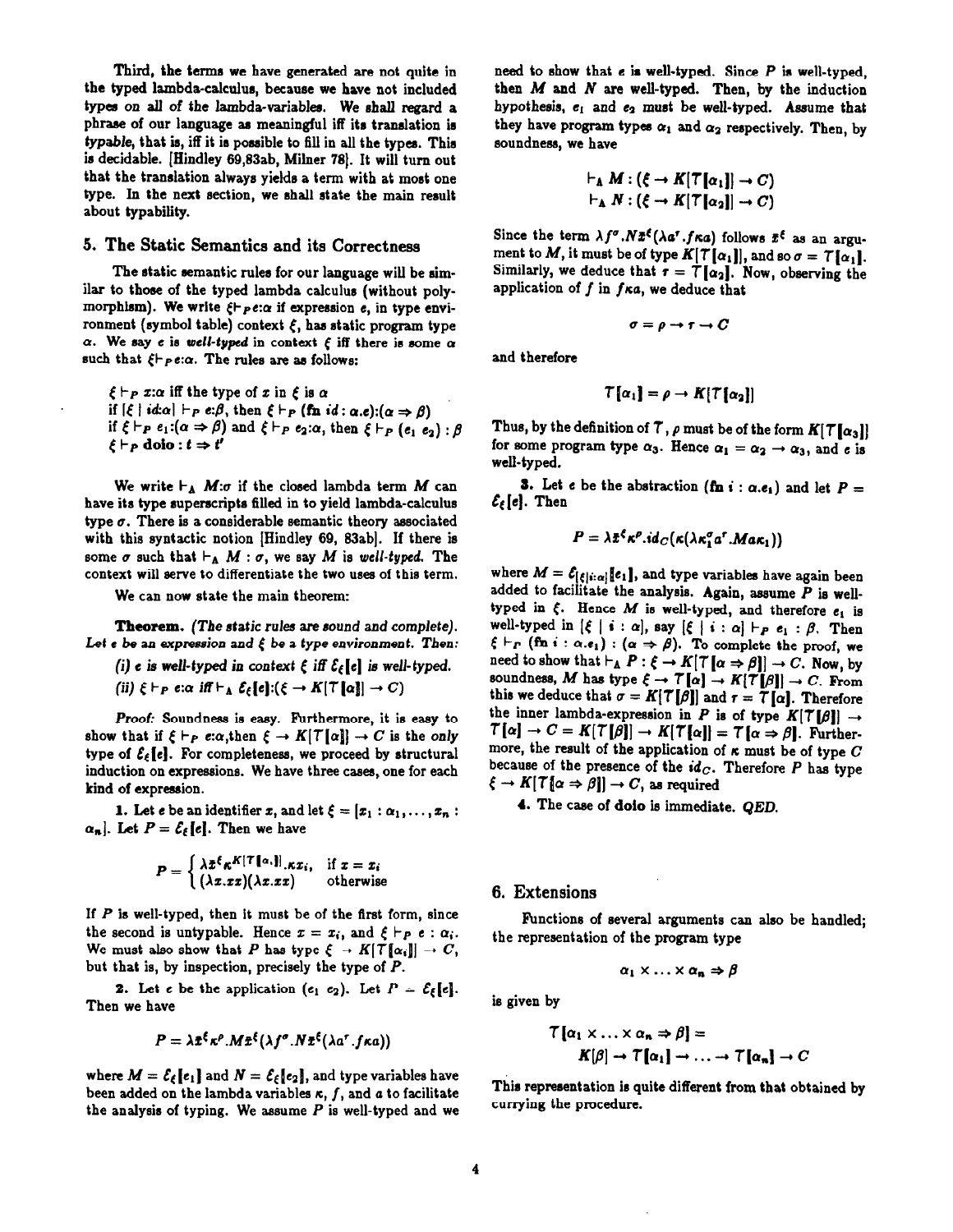Third, the terms we have generated are not quite in the typed lambda-calculus, because we have not included types on all of the lambda-variables. We shall regard a phrase of our language as meaningful iff its translation is *typable*, that is, iff it is possible to fill in all the types. This is decidable. [Hindley 69,83ab, Milner 78]. It will turn out that the translation always yields a term with at most one type. In the next section, we shall state the main result about typability.

## 5. The Static Semantics and its Correctness

The static semantic rules for our language will be similar to those of the typed lambda calculus (without polymorphism). We write $\xi \vdash_P e:\alpha$ if expression $e$, in type environment (symbol table) context $\xi$, has static program type $\alpha$. We say $e$ is *well-typed* in context $\xi$ iff there is some $\alpha$ such that $\xi \vdash_P e:\alpha$. The rules are as follows:

$\xi \vdash_P x:\alpha$ iff the type of $x$ in $\xi$ is $\alpha$
if $[\xi \mid id{:}\alpha] \vdash_P e:\beta$, then $\xi \vdash_P (\mathbf{fn}\ id : \alpha.e):(\alpha \Rightarrow \beta)$
if $\xi \vdash_P e_1:(\alpha \Rightarrow \beta)$ and $\xi \vdash_P e_2:\alpha$, then $\xi \vdash_P (e_1\ e_2) : \beta$
$\xi \vdash_P \mathbf{doio} : t \Rightarrow t'$

We write $\vdash_\Lambda M{:}\sigma$ if the closed lambda term $M$ can have its type superscripts filled in to yield lambda-calculus type $\sigma$. There is a considerable semantic theory associated with this syntactic notion [Hindley 69, 83ab]. If there is some $\sigma$ such that $\vdash_\Lambda M : \sigma$, we say $M$ is *well-typed*. The context will serve to differentiate the two uses of this term.

We can now state the main theorem:

**Theorem.** *(The static rules are sound and complete). Let $e$ be an expression and $\xi$ be a type environment. Then:*

*(i) $e$ is well-typed in context $\xi$ iff $\mathcal{E}_\xi[\![e]\!]$ is well-typed.*

*(ii) $\xi \vdash_P e{:}\alpha$ iff $\vdash_\Lambda \mathcal{E}_\xi[\![e]\!]{:}(\xi \to K[\mathcal{T}[\![\alpha]\!]] \to C)$*

*Proof:* Soundness is easy. Furthermore, it is easy to show that if $\xi \vdash_P e{:}\alpha$, then $\xi \to K[\mathcal{T}[\![\alpha]\!]] \to C$ is the *only* type of $\mathcal{E}_\xi[\![e]\!]$. For completeness, we proceed by structural induction on expressions. We have three cases, one for each kind of expression.

**1.** Let $e$ be an identifier $x$, and let $\xi = [x_1 : \alpha_1, \ldots, x_n : \alpha_n]$. Let $P = \mathcal{E}_\xi[\![e]\!]$. Then we have

$$P = \begin{cases} \lambda \bar{x}^\xi \kappa^{K[\mathcal{T}[\![\alpha_i]\!]]}.\kappa x_i, & \text{if } x = x_i \\ (\lambda x.xx)(\lambda x.xx) & \text{otherwise} \end{cases}$$

If $P$ is well-typed, then it must be of the first form, since the second is untypable. Hence $x = x_i$, and $\xi \vdash_P e : \alpha_i$. We must also show that $P$ has type $\xi \to K[\mathcal{T}[\![\alpha_i]\!]] \to C$, but that is, by inspection, precisely the type of $P$.

**2.** Let $e$ be the application $(e_1\ e_2)$. Let $P = \mathcal{E}_\xi[\![e]\!]$. Then we have

$$P = \lambda \bar{x}^\xi \kappa^\rho . M \bar{x}^\xi (\lambda f^\sigma . N \bar{x}^\xi (\lambda a^\tau . f\kappa a))$$

where $M = \mathcal{E}_\xi[\![e_1]\!]$ and $N = \mathcal{E}_\xi[\![e_2]\!]$, and type variables have been added on the lambda variables $\kappa$, $f$, and $a$ to facilitate the analysis of typing. We assume $P$ is well-typed and we need to show that $e$ is well-typed. Since $P$ is well-typed, then $M$ and $N$ are well-typed. Then, by the induction hypothesis, $e_1$ and $e_2$ must be well-typed. Assume that they have program types $\alpha_1$ and $\alpha_2$ respectively. Then, by soundness, we have

$$\vdash_\Lambda M : (\xi \to K[\mathcal{T}[\![\alpha_1]\!]] \to C)$$
$$\vdash_\Lambda N : (\xi \to K[\mathcal{T}[\![\alpha_2]\!]] \to C)$$

Since the term $\lambda f^\sigma . N\bar{x}^\xi(\lambda a^\tau . f\kappa a)$ follows $\bar{x}^\xi$ as an argument to $M$, it must be of type $K[\mathcal{T}[\![\alpha_1]\!]]$, and so $\sigma = \mathcal{T}[\![\alpha_1]\!]$. Similarly, we deduce that $\tau = \mathcal{T}[\![\alpha_2]\!]$. Now, observing the application of $f$ in $f\kappa a$, we deduce that

$$\sigma = \rho \to \tau \to C$$

and therefore

$$\mathcal{T}[\![\alpha_1]\!] = \rho \to K[\mathcal{T}[\![\alpha_2]\!]]$$

Thus, by the definition of $\mathcal{T}$, $\rho$ must be of the form $K[\mathcal{T}[\![\alpha_3]\!]]$ for some program type $\alpha_3$. Hence $\alpha_1 = \alpha_2 \to \alpha_3$, and $e$ is well-typed.

**3.** Let $e$ be the abstraction $(\mathbf{fn}\ i : \alpha.e_1)$ and let $P = \mathcal{E}_\xi[\![e]\!]$. Then

$$P = \lambda \bar{x}^\xi \kappa^\rho . id_C(\kappa(\lambda \kappa_1^\sigma a^\tau . Ma\kappa_1))$$

where $M = \mathcal{E}_{[\xi|i:\alpha]}[\![e_1]\!]$, and type variables have again been added to facilitate the analysis. Again, assume $P$ is well-typed in $\xi$. Hence $M$ is well-typed, and therefore $e_1$ is well-typed in $[\xi \mid i : \alpha]$, say $[\xi \mid i : \alpha] \vdash_P e_1 : \beta$. Then $\xi \vdash_P (\mathbf{fn}\ i : \alpha.e_1) : (\alpha \Rightarrow \beta)$. To complete the proof, we need to show that $\vdash_\Lambda P : \xi \to K[\mathcal{T}[\![\alpha \Rightarrow \beta]\!]] \to C$. Now, by soundness, $M$ has type $\xi \to \mathcal{T}[\![\alpha]\!] \to K[\mathcal{T}[\![\beta]\!]] \to C$. From this we deduce that $\sigma = K[\mathcal{T}[\![\beta]\!]]$ and $\tau = \mathcal{T}[\![\alpha]\!]$. Therefore the inner lambda-expression in $P$ is of type $K[\mathcal{T}[\![\beta]\!]] \to \mathcal{T}[\![\alpha]\!] \to C = K[\mathcal{T}[\![\beta]\!]] \to K[\mathcal{T}[\![\alpha]\!]] = \mathcal{T}[\![\alpha \Rightarrow \beta]\!]$. Furthermore, the result of the application of $\kappa$ must be of type $C$ because of the presence of the $id_C$. Therefore $P$ has type $\xi \to K[\mathcal{T}[\![\alpha \Rightarrow \beta]\!]] \to C$, as required

**4.** The case of **doio** is immediate. *QED.*

## 6. Extensions

Functions of several arguments can also be handled; the representation of the program type

$$\alpha_1 \times \ldots \times \alpha_n \Rightarrow \beta$$

is given by

$$\mathcal{T}[\![\alpha_1 \times \ldots \times \alpha_n \Rightarrow \beta]\!] = K[\beta] \to \mathcal{T}[\![\alpha_1]\!] \to \ldots \to \mathcal{T}[\![\alpha_n]\!] \to C$$

This representation is quite different from that obtained by currying the procedure.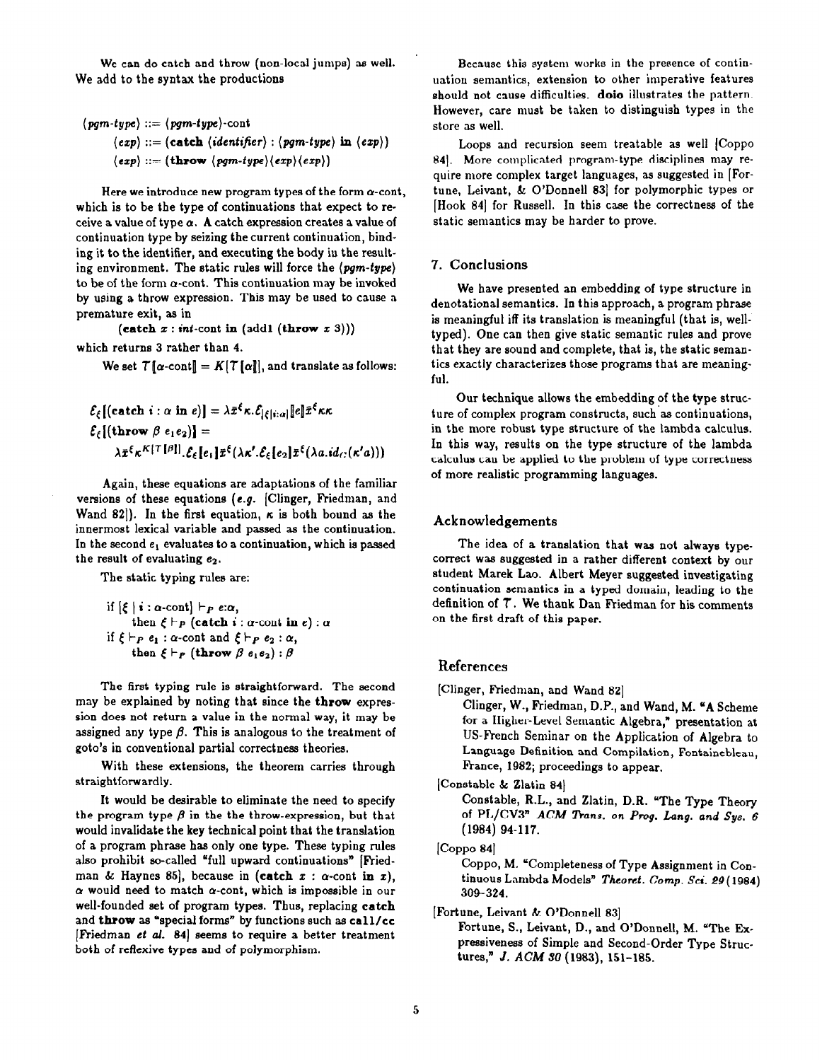We can do catch and throw (non-local jumps) as well. We add to the syntax the productions

$$\langle pgm\text{-}type\rangle ::= \langle pgm\text{-}type\rangle\text{-cont}$$
$$\langle exp\rangle ::= (\textbf{catch}\ \langle identifier\rangle : \langle pgm\text{-}type\rangle\ \textbf{in}\ \langle exp\rangle)$$
$$\langle exp\rangle ::= (\textbf{throw}\ \langle pgm\text{-}type\rangle\langle exp\rangle\langle exp\rangle)$$

Here we introduce new program types of the form $\alpha$-cont, which is to be the type of continuations that expect to receive a value of type $\alpha$. A catch expression creates a value of continuation type by seizing the current continuation, binding it to the identifier, and executing the body in the resulting environment. The static rules will force the $\langle pgm\text{-}type\rangle$ to be of the form $\alpha$-cont. This continuation may be invoked by using a throw expression. This may be used to cause a premature exit, as in

$$(\textbf{catch}\ x : int\text{-cont}\ \textbf{in}\ (\text{add1}\ (\textbf{throw}\ x\ 3)))$$

which returns 3 rather than 4.

We set $\mathcal{T}[\![\alpha\text{-cont}]\!] = K[\mathcal{T}[\![\alpha]\!]]$, and translate as follows:

$$\mathcal{E}_\xi[(\textbf{catch}\ i : \alpha\ \textbf{in}\ e)] = \lambda\bar{x}^\xi\kappa.\mathcal{E}_{[\xi|i:\alpha]}[\![e]\!]\bar{x}^\xi\kappa\kappa$$
$$\mathcal{E}_\xi[(\textbf{throw}\ \beta\ e_1 e_2)] =$$
$$\lambda\bar{x}^\xi\kappa^{K[\mathcal{T}[\beta]]}.\mathcal{E}_\xi[\![e_1]\!]\bar{x}^\xi(\lambda\kappa'.\mathcal{E}_\xi[\![e_2]\!]\bar{x}^\xi(\lambda a.id_C(\kappa' a)))$$

Again, these equations are adaptations of the familiar versions of these equations (*e.g.* [Clinger, Friedman, and Wand 82]). In the first equation, $\kappa$ is both bound as the innermost lexical variable and passed as the continuation. In the second $e_1$ evaluates to a continuation, which is passed the result of evaluating $e_2$.

The static typing rules are:

if $[\xi \mid i : \alpha\text{-cont}] \vdash_P e{:}\alpha$,
 then $\xi \vdash_P (\textbf{catch}\ i : \alpha\text{-cont}\ \textbf{in}\ e) : \alpha$
if $\xi \vdash_P e_1 : \alpha\text{-cont}$ and $\xi \vdash_P e_2 : \alpha$,
 then $\xi \vdash_P (\textbf{throw}\ \beta\ e_1 e_2) : \beta$

The first typing rule is straightforward. The second may be explained by noting that since the **throw** expression does not return a value in the normal way, it may be assigned any type $\beta$. This is analogous to the treatment of goto's in conventional partial correctness theories.

With these extensions, the theorem carries through straightforwardly.

It would be desirable to eliminate the need to specify the program type $\beta$ in the the throw-expression, but that would invalidate the key technical point that the translation of a program phrase has only one type. These typing rules also prohibit so-called "full upward continuations" [Friedman & Haynes 85], because in (**catch** $x : \alpha$-cont **in** $x$), $\alpha$ would need to match $\alpha$-cont, which is impossible in our well-founded set of program types. Thus, replacing **catch** and **throw** as "special forms" by functions such as **call/cc** [Friedman *et al.* 84] seems to require a better treatment both of reflexive types and of polymorphism.

Because this system works in the presence of continuation semantics, extension to other imperative features should not cause difficulties. **doio** illustrates the pattern. However, care must be taken to distinguish types in the store as well.

Loops and recursion seem treatable as well [Coppo 84]. More complicated program-type disciplines may require more complex target languages, as suggested in [Fortune, Leivant, & O'Donnell 83] for polymorphic types or [Hook 84] for Russell. In this case the correctness of the static semantics may be harder to prove.

## 7. Conclusions

We have presented an embedding of type structure in denotational semantics. In this approach, a program phrase is meaningful iff its translation is meaningful (that is, well-typed). One can then give static semantic rules and prove that they are sound and complete, that is, the static semantics exactly characterizes those programs that are meaningful.

Our technique allows the embedding of the type structure of complex program constructs, such as continuations, in the more robust type structure of the lambda calculus. In this way, results on the type structure of the lambda calculus can be applied to the problem of type correctness of more realistic programming languages.

## Acknowledgements

The idea of a translation that was not always type-correct was suggested in a rather different context by our student Marek Lao. Albert Meyer suggested investigating continuation semantics in a typed domain, leading to the definition of $\mathcal{T}$. We thank Dan Friedman for his comments on the first draft of this paper.

## References

[Clinger, Friedman, and Wand 82]
Clinger, W., Friedman, D.P., and Wand, M. "A Scheme for a Higher-Level Semantic Algebra," presentation at US-French Seminar on the Application of Algebra to Language Definition and Compilation, Fontainebleau, France, 1982; proceedings to appear.

[Constable & Zlatin 84]
Constable, R.L., and Zlatin, D.R. "The Type Theory of PL/CV3" *ACM Trans. on Prog. Lang. and Sys. 6* (1984) 94-117.

[Coppo 84]
Coppo, M. "Completeness of Type Assignment in Continuous Lambda Models" *Theoret. Comp. Sci. 29* (1984) 309-324.

[Fortune, Leivant & O'Donnell 83]
Fortune, S., Leivant, D., and O'Donnell, M. "The Expressiveness of Simple and Second-Order Type Structures," *J. ACM 30* (1983), 151-185.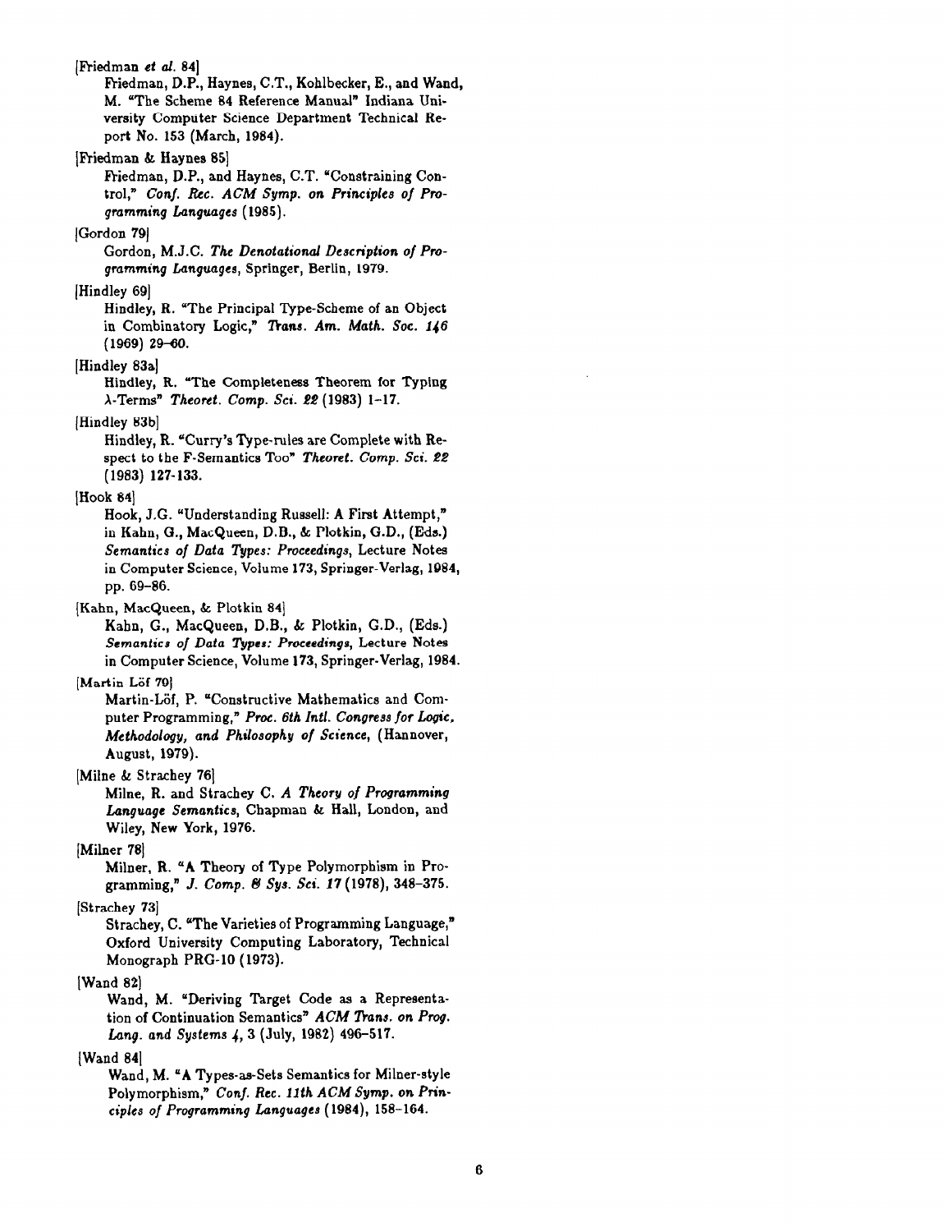[Friedman *et al.* 84]
Friedman, D.P., Haynes, C.T., Kohlbecker, E., and Wand, M. "The Scheme 84 Reference Manual" Indiana University Computer Science Department Technical Report No. 153 (March, 1984).

[Friedman & Haynes 85]
Friedman, D.P., and Haynes, C.T. "Constraining Control," *Conf. Rec. ACM Symp. on Principles of Programming Languages* (1985).

[Gordon 79]
Gordon, M.J.C. *The Denotational Description of Programming Languages*, Springer, Berlin, 1979.

[Hindley 69]
Hindley, R. "The Principal Type-Scheme of an Object in Combinatory Logic," *Trans. Am. Math. Soc. 146* (1969) 29–60.

[Hindley 83a]
Hindley, R. "The Completeness Theorem for Typing $\lambda$-Terms" *Theoret. Comp. Sci. 22* (1983) 1–17.

[Hindley 83b]
Hindley, R. "Curry's Type-rules are Complete with Respect to the F-Semantics Too" *Theoret. Comp. Sci. 22* (1983) 127-133.

[Hook 84]
Hook, J.G. "Understanding Russell: A First Attempt," in Kahn, G., MacQueen, D.B., & Plotkin, G.D., (Eds.) *Semantics of Data Types: Proceedings*, Lecture Notes in Computer Science, Volume 173, Springer-Verlag, 1984, pp. 69–86.

[Kahn, MacQueen, & Plotkin 84]
Kahn, G., MacQueen, D.B., & Plotkin, G.D., (Eds.) *Semantics of Data Types: Proceedings*, Lecture Notes in Computer Science, Volume 173, Springer-Verlag, 1984.

[Martin Löf 79]
Martin-Löf, P. "Constructive Mathematics and Computer Programming," *Proc. 6th Intl. Congress for Logic, Methodology, and Philosophy of Science*, (Hannover, August, 1979).

[Milne & Strachey 76]
Milne, R. and Strachey C. *A Theory of Programming Language Semantics*, Chapman & Hall, London, and Wiley, New York, 1976.

[Milner 78]
Milner, R. "A Theory of Type Polymorphism in Programming," *J. Comp. & Sys. Sci. 17* (1978), 348–375.

[Strachey 73]
Strachey, C. "The Varieties of Programming Language," Oxford University Computing Laboratory, Technical Monograph PRG-10 (1973).

[Wand 82]
Wand, M. "Deriving Target Code as a Representation of Continuation Semantics" *ACM Trans. on Prog. Lang. and Systems 4*, 3 (July, 1982) 496–517.

[Wand 84]
Wand, M. "A Types-as-Sets Semantics for Milner-style Polymorphism," *Conf. Rec. 11th ACM Symp. on Principles of Programming Languages* (1984), 158–164.